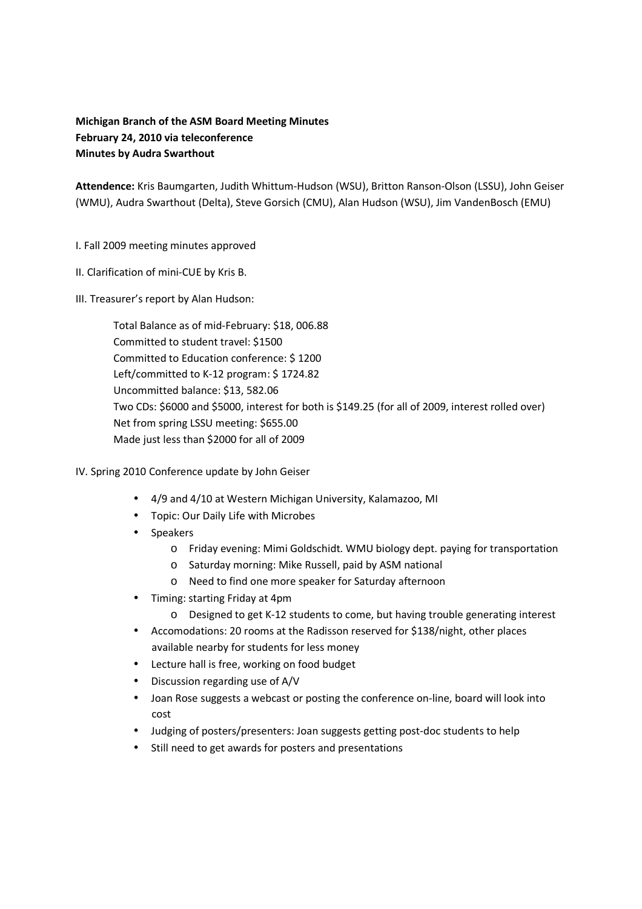**Michigan Branch of the ASM Board Meeting Minutes**
**February 24, 2010 via teleconference**
**Minutes by Audra Swarthout**

**Attendence:** Kris Baumgarten, Judith Whittum-Hudson (WSU), Britton Ranson-Olson (LSSU), John Geiser (WMU), Audra Swarthout (Delta), Steve Gorsich (CMU), Alan Hudson (WSU), Jim VandenBosch (EMU)

I. Fall 2009 meeting minutes approved

II. Clarification of mini-CUE by Kris B.

III. Treasurer's report by Alan Hudson:

Total Balance as of mid-February: $18, 006.88
Committed to student travel: $1500
Committed to Education conference: $ 1200
Left/committed to K-12 program: $ 1724.82
Uncommitted balance: $13, 582.06
Two CDs: $6000 and $5000, interest for both is $149.25 (for all of 2009, interest rolled over)
Net from spring LSSU meeting: $655.00
Made just less than $2000 for all of 2009

IV. Spring 2010 Conference update by John Geiser

- 4/9 and 4/10 at Western Michigan University, Kalamazoo, MI
- Topic: Our Daily Life with Microbes
- Speakers
    - Friday evening: Mimi Goldschidt. WMU biology dept. paying for transportation
    - Saturday morning: Mike Russell, paid by ASM national
    - Need to find one more speaker for Saturday afternoon
- Timing: starting Friday at 4pm
    - Designed to get K-12 students to come, but having trouble generating interest
- Accomodations: 20 rooms at the Radisson reserved for $138/night, other places available nearby for students for less money
- Lecture hall is free, working on food budget
- Discussion regarding use of A/V
- Joan Rose suggests a webcast or posting the conference on-line, board will look into cost
- Judging of posters/presenters: Joan suggests getting post-doc students to help
- Still need to get awards for posters and presentations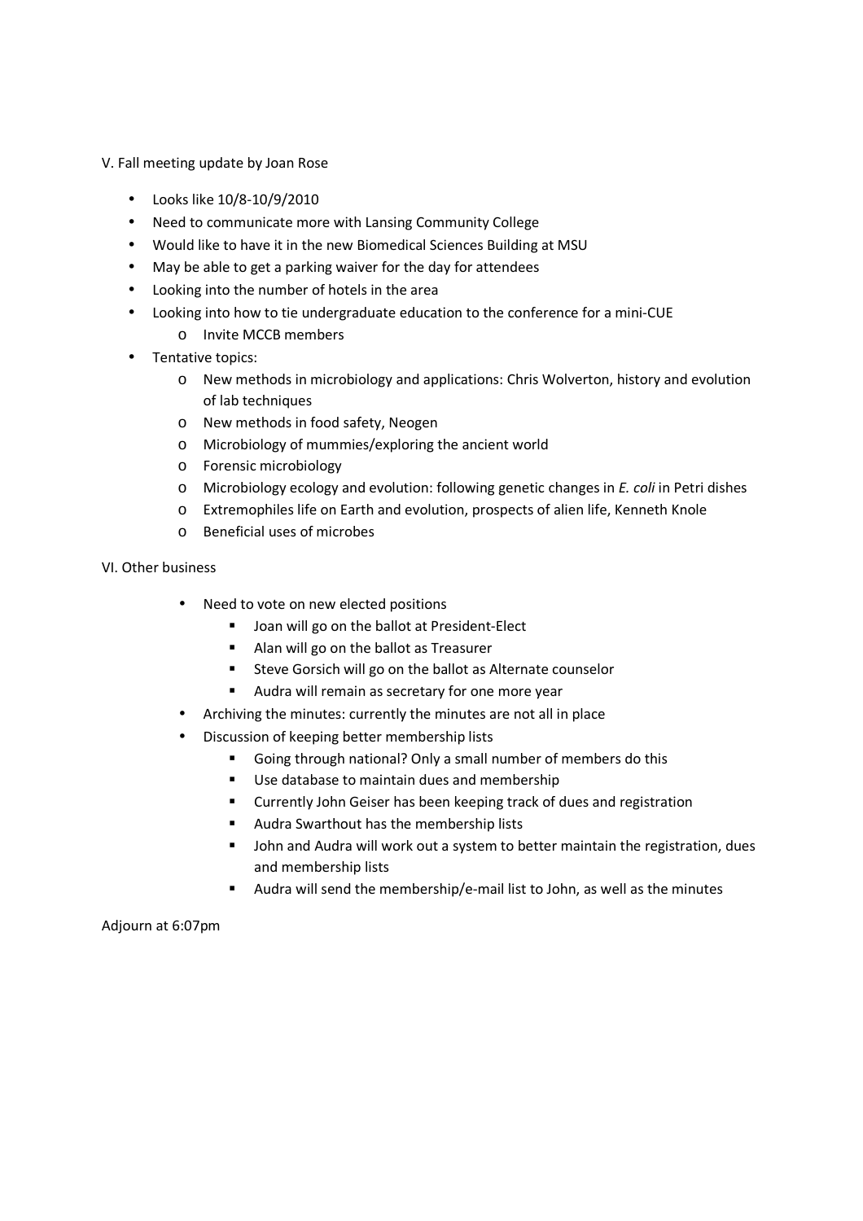V. Fall meeting update by Joan Rose

- Looks like 10/8-10/9/2010
- Need to communicate more with Lansing Community College
- Would like to have it in the new Biomedical Sciences Building at MSU
- May be able to get a parking waiver for the day for attendees
- Looking into the number of hotels in the area
- Looking into how to tie undergraduate education to the conference for a mini-CUE
  - Invite MCCB members
- Tentative topics:
  - New methods in microbiology and applications: Chris Wolverton, history and evolution of lab techniques
  - New methods in food safety, Neogen
  - Microbiology of mummies/exploring the ancient world
  - Forensic microbiology
  - Microbiology ecology and evolution: following genetic changes in *E. coli* in Petri dishes
  - Extremophiles life on Earth and evolution, prospects of alien life, Kenneth Knole
  - Beneficial uses of microbes

VI. Other business

- Need to vote on new elected positions
  - Joan will go on the ballot at President-Elect
  - Alan will go on the ballot as Treasurer
  - Steve Gorsich will go on the ballot as Alternate counselor
  - Audra will remain as secretary for one more year
- Archiving the minutes: currently the minutes are not all in place
- Discussion of keeping better membership lists
  - Going through national? Only a small number of members do this
  - Use database to maintain dues and membership
  - Currently John Geiser has been keeping track of dues and registration
  - Audra Swarthout has the membership lists
  - John and Audra will work out a system to better maintain the registration, dues and membership lists
  - Audra will send the membership/e-mail list to John, as well as the minutes

Adjourn at 6:07pm